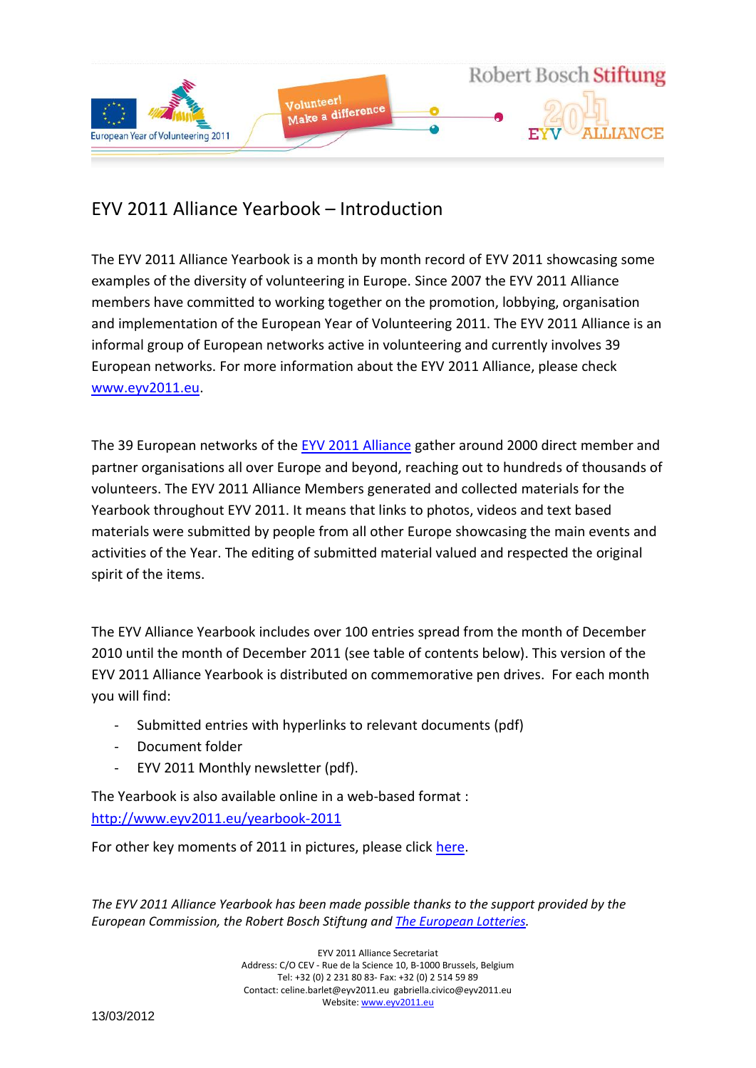# EYV 2011 Alliance Yearbook – Introduction

The EYV 2011 Alliance Yearbook is a month by month record of EYV 2011 showcasing some examples of the diversity of volunteering in Europe. Since 2007 the EYV 2011 Alliance members have committed to working together on the promotion, lobbying, organisation and implementation of the European Year of Volunteering 2011. The EYV 2011 Alliance is an informal group of European networks active in volunteering and currently involves 39 European networks. For more information about the EYV 2011 Alliance, please check www.eyv2011.eu.

The 39 European networks of the EYV 2011 Alliance gather around 2000 direct member and partner organisations all over Europe and beyond, reaching out to hundreds of thousands of volunteers. The EYV 2011 Alliance Members generated and collected materials for the Yearbook throughout EYV 2011. It means that links to photos, videos and text based materials were submitted by people from all other Europe showcasing the main events and activities of the Year. The editing of submitted material valued and respected the original spirit of the items.

The EYV Alliance Yearbook includes over 100 entries spread from the month of December 2010 until the month of December 2011 (see table of contents below). This version of the EYV 2011 Alliance Yearbook is distributed on commemorative pen drives. For each month you will find:

- Submitted entries with hyperlinks to relevant documents (pdf)
- Document folder
- EYV 2011 Monthly newsletter (pdf).

The Yearbook is also available online in a web-based format : http://www.eyv2011.eu/yearbook-2011

For other key moments of 2011 in pictures, please click here.

*The EYV 2011 Alliance Yearbook has been made possible thanks to the support provided by the European Commission, the Robert Bosch Stiftung and The European Lotteries.*

EYV 2011 Alliance Secretariat
Address: C/O CEV - Rue de la Science 10, B-1000 Brussels, Belgium
Tel: +32 (0) 2 231 80 83- Fax: +32 (0) 2 514 59 89
Contact: celine.barlet@eyv2011.eu gabriella.civico@eyv2011.eu
Website: www.eyv2011.eu

13/03/2012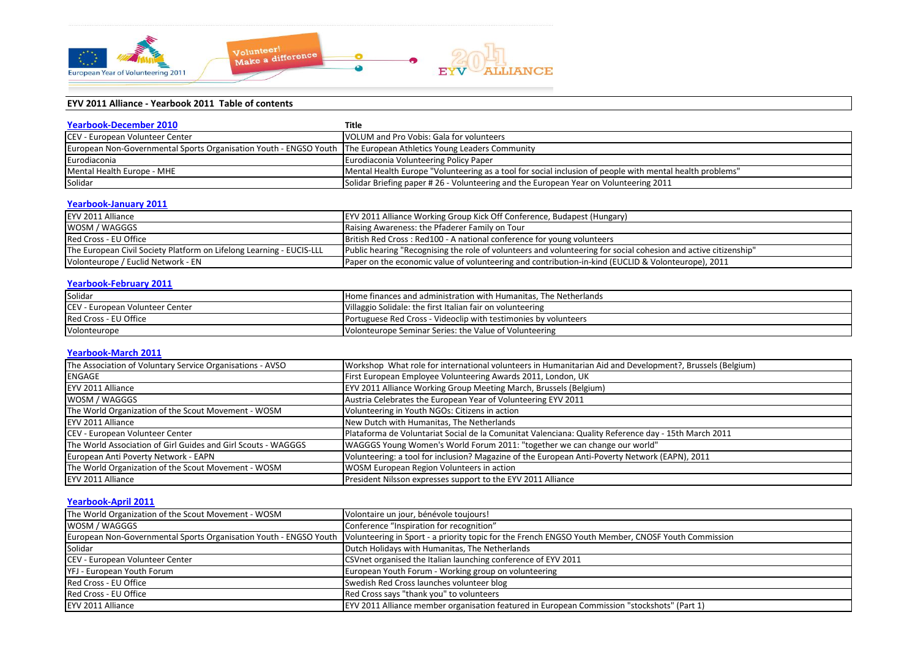## EYV 2011 Alliance - Yearbook 2011 Table of contents

### Yearbook-December 2010

| | Title |
|---|---|
| CEV - European Volunteer Center | VOLUM and Pro Vobis: Gala for volunteers |
| European Non-Governmental Sports Organisation Youth - ENGSO Youth | The European Athletics Young Leaders Community |
| Eurodiaconia | Eurodiaconia Volunteering Policy Paper |
| Mental Health Europe - MHE | Mental Health Europe "Volunteering as a tool for social inclusion of people with mental health problems" |
| Solidar | Solidar Briefing paper # 26 - Volunteering and the European Year on Volunteering 2011 |

### Yearbook-January 2011

| | |
|---|---|
| EYV 2011 Alliance | EYV 2011 Alliance Working Group Kick Off Conference, Budapest (Hungary) |
| WOSM / WAGGGS | Raising Awareness: the Pfaderer Family on Tour |
| Red Cross - EU Office | British Red Cross : Red100 - A national conference for young volunteers |
| The European Civil Society Platform on Lifelong Learning - EUCIS-LLL | Public hearing "Recognising the role of volunteers and volunteering for social cohesion and active citizenship" |
| Volonteurope / Euclid Network - EN | Paper on the economic value of volunteering and contribution-in-kind (EUCLID & Volonteurope), 2011 |

### Yearbook-February 2011

| | |
|---|---|
| Solidar | Home finances and administration with Humanitas, The Netherlands |
| CEV - European Volunteer Center | Villaggio Solidale: the first Italian fair on volunteering |
| Red Cross - EU Office | Portuguese Red Cross - Videoclip with testimonies by volunteers |
| Volonteurope | Volonteurope Seminar Series: the Value of Volunteering |

### Yearbook-March 2011

| | |
|---|---|
| The Association of Voluntary Service Organisations - AVSO | Workshop What role for international volunteers in Humanitarian Aid and Development?, Brussels (Belgium) |
| ENGAGE | First European Employee Volunteering Awards 2011, London, UK |
| EYV 2011 Alliance | EYV 2011 Alliance Working Group Meeting March, Brussels (Belgium) |
| WOSM / WAGGGS | Austria Celebrates the European Year of Volunteering EYV 2011 |
| The World Organization of the Scout Movement - WOSM | Volunteering in Youth NGOs: Citizens in action |
| EYV 2011 Alliance | New Dutch with Humanitas, The Netherlands |
| CEV - European Volunteer Center | Plataforma de Voluntariat Social de la Comunitat Valenciana: Quality Reference day - 15th March 2011 |
| The World Association of Girl Guides and Girl Scouts - WAGGGS | WAGGGS Young Women's World Forum 2011: "together we can change our world" |
| European Anti Poverty Network - EAPN | Volunteering: a tool for inclusion? Magazine of the European Anti-Poverty Network (EAPN), 2011 |
| The World Organization of the Scout Movement - WOSM | WOSM European Region Volunteers in action |
| EYV 2011 Alliance | President Nilsson expresses support to the EYV 2011 Alliance |

### Yearbook-April 2011

| | |
|---|---|
| The World Organization of the Scout Movement - WOSM | Volontaire un jour, bénévole toujours! |
| WOSM / WAGGGS | Conference "Inspiration for recognition" |
| European Non-Governmental Sports Organisation Youth - ENGSO Youth | Volunteering in Sport - a priority topic for the French ENGSO Youth Member, CNOSF Youth Commission |
| Solidar | Dutch Holidays with Humanitas, The Netherlands |
| CEV - European Volunteer Center | CSVnet organised the Italian launching conference of EYV 2011 |
| YFJ - European Youth Forum | European Youth Forum - Working group on volunteering |
| Red Cross - EU Office | Swedish Red Cross launches volunteer blog |
| Red Cross - EU Office | Red Cross says "thank you" to volunteers |
| EYV 2011 Alliance | EYV 2011 Alliance member organisation featured in European Commission "stockshots" (Part 1) |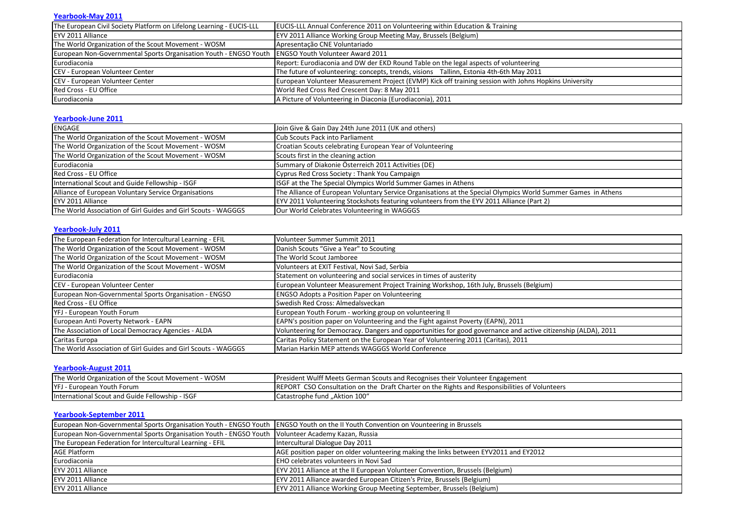## Yearbook-May 2011

| | |
|---|---|
| The European Civil Society Platform on Lifelong Learning - EUCIS-LLL | EUCIS-LLL Annual Conference 2011 on Volunteering within Education & Training |
| EYV 2011 Alliance | EYV 2011 Alliance Working Group Meeting May, Brussels (Belgium) |
| The World Organization of the Scout Movement - WOSM | Apresentação CNE Voluntariado |
| European Non-Governmental Sports Organisation Youth - ENGSO Youth | ENGSO Youth Volunteer Award 2011 |
| Eurodiaconia | Report: Eurodiaconia and DW der EKD Round Table on the legal aspects of volunteering |
| CEV - European Volunteer Center | The future of volunteering: concepts, trends, visions Tallinn, Estonia 4th-6th May 2011 |
| CEV - European Volunteer Center | European Volunteer Measurement Project (EVMP) Kick off training session with Johns Hopkins University |
| Red Cross - EU Office | World Red Cross Red Crescent Day: 8 May 2011 |
| Eurodiaconia | A Picture of Volunteering in Diaconia (Eurodiaconia), 2011 |

## Yearbook-June 2011

| | |
|---|---|
| ENGAGE | Join Give & Gain Day 24th June 2011 (UK and others) |
| The World Organization of the Scout Movement - WOSM | Cub Scouts Pack into Parliament |
| The World Organization of the Scout Movement - WOSM | Croatian Scouts celebrating European Year of Volunteering |
| The World Organization of the Scout Movement - WOSM | Scouts first in the cleaning action |
| Eurodiaconia | Summary of Diakonie Österreich 2011 Activities (DE) |
| Red Cross - EU Office | Cyprus Red Cross Society : Thank You Campaign |
| International Scout and Guide Fellowship - ISGF | ISGF at the The Special Olympics World Summer Games in Athens |
| Alliance of European Voluntary Service Organisations | The Alliance of European Voluntary Service Organisations at the Special Olympics World Summer Games in Athens |
| EYV 2011 Alliance | EYV 2011 Volunteering Stockshots featuring volunteers from the EYV 2011 Alliance (Part 2) |
| The World Association of Girl Guides and Girl Scouts - WAGGGS | Our World Celebrates Volunteering in WAGGGS |

## Yearbook-July 2011

| | |
|---|---|
| The European Federation for Intercultural Learning - EFIL | Volunteer Summer Summit 2011 |
| The World Organization of the Scout Movement - WOSM | Danish Scouts "Give a Year" to Scouting |
| The World Organization of the Scout Movement - WOSM | The World Scout Jamboree |
| The World Organization of the Scout Movement - WOSM | Volunteers at EXIT Festival, Novi Sad, Serbia |
| Eurodiaconia | Statement on volunteering and social services in times of austerity |
| CEV - European Volunteer Center | European Volunteer Measurement Project Training Workshop, 16th July, Brussels (Belgium) |
| European Non-Governmental Sports Organisation - ENGSO | ENGSO Adopts a Position Paper on Volunteering |
| Red Cross - EU Office | Swedish Red Cross: Almedalsveckan |
| YFJ - European Youth Forum | European Youth Forum - working group on volunteering II |
| European Anti Poverty Network - EAPN | EAPN's position paper on Volunteering and the Fight against Poverty (EAPN), 2011 |
| The Association of Local Democracy Agencies - ALDA | Volunteering for Democracy. Dangers and opportunities for good governance and active citizenship (ALDA), 2011 |
| Caritas Europa | Caritas Policy Statement on the European Year of Volunteering 2011 (Caritas), 2011 |
| The World Association of Girl Guides and Girl Scouts - WAGGGS | Marian Harkin MEP attends WAGGGS World Conference |

## Yearbook-August 2011

| | |
|---|---|
| The World Organization of the Scout Movement - WOSM | President Wulff Meets German Scouts and Recognises their Volunteer Engagement |
| YFJ - European Youth Forum | REPORT CSO Consultation on the Draft Charter on the Rights and Responsibilities of Volunteers |
| International Scout and Guide Fellowship - ISGF | Catastrophe fund „Aktion 100" |

## Yearbook-September 2011

| | |
|---|---|
| European Non-Governmental Sports Organisation Youth - ENGSO Youth | ENGSO Youth on the II Youth Convention on Vounteering in Brussels |
| European Non-Governmental Sports Organisation Youth - ENGSO Youth | Volunteer Academy Kazan, Russia |
| The European Federation for Intercultural Learning - EFIL | Intercultural Dialogue Day 2011 |
| AGE Platform | AGE position paper on older volunteering making the links between EYV2011 and EY2012 |
| Eurodiaconia | EHO celebrates volunteers in Novi Sad |
| EYV 2011 Alliance | EYV 2011 Alliance at the II European Volunteer Convention, Brussels (Belgium) |
| EYV 2011 Alliance | EYV 2011 Alliance awarded European Citizen's Prize, Brussels (Belgium) |
| EYV 2011 Alliance | EYV 2011 Alliance Working Group Meeting September, Brussels (Belgium) |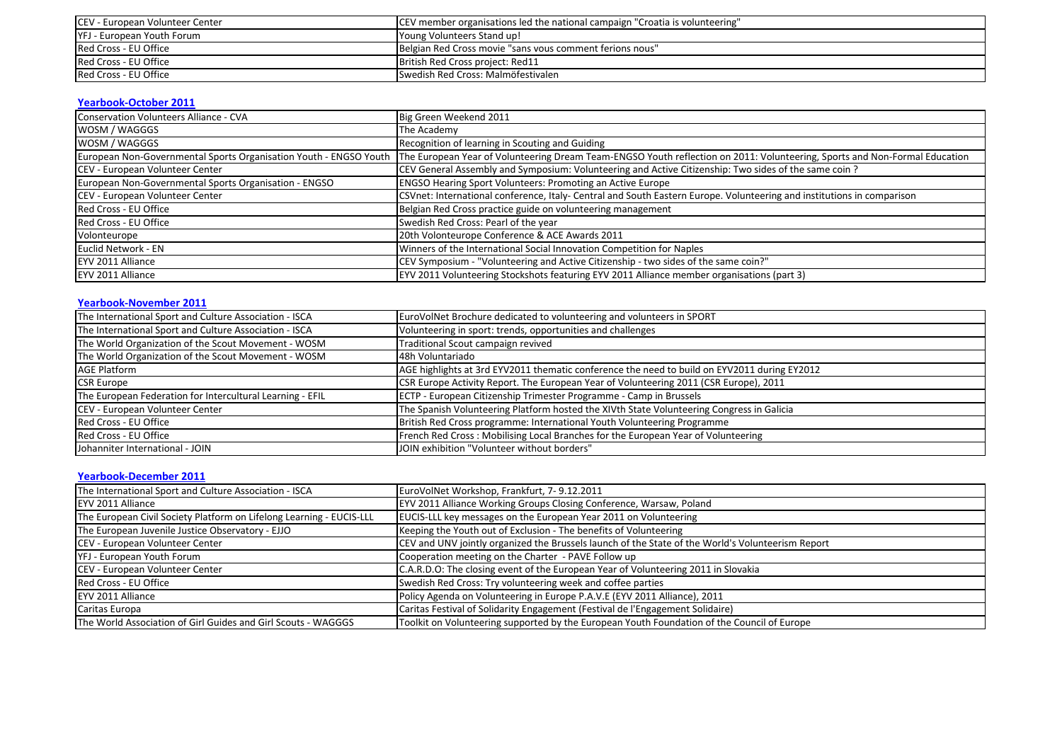| | |
|---|---|
| CEV - European Volunteer Center | CEV member organisations led the national campaign "Croatia is volunteering" |
| YFJ - European Youth Forum | Young Volunteers Stand up! |
| Red Cross - EU Office | Belgian Red Cross movie "sans vous comment ferions nous" |
| Red Cross - EU Office | British Red Cross project: Red11 |
| Red Cross - EU Office | Swedish Red Cross: Malmöfestivalen |

### Yearbook-October 2011

| | |
|---|---|
| Conservation Volunteers Alliance - CVA | Big Green Weekend 2011 |
| WOSM / WAGGGS | The Academy |
| WOSM / WAGGGS | Recognition of learning in Scouting and Guiding |
| European Non-Governmental Sports Organisation Youth - ENGSO Youth | The European Year of Volunteering Dream Team-ENGSO Youth reflection on 2011: Volunteering, Sports and Non-Formal Education |
| CEV - European Volunteer Center | CEV General Assembly and Symposium: Volunteering and Active Citizenship: Two sides of the same coin ? |
| European Non-Governmental Sports Organisation - ENGSO | ENGSO Hearing Sport Volunteers: Promoting an Active Europe |
| CEV - European Volunteer Center | CSVnet: International conference, Italy- Central and South Eastern Europe. Volunteering and institutions in comparison |
| Red Cross - EU Office | Belgian Red Cross practice guide on volunteering management |
| Red Cross - EU Office | Swedish Red Cross: Pearl of the year |
| Volonteurope | 20th Volonteurope Conference & ACE Awards 2011 |
| Euclid Network - EN | Winners of the International Social Innovation Competition for Naples |
| EYV 2011 Alliance | CEV Symposium - "Volunteering and Active Citizenship - two sides of the same coin?" |
| EYV 2011 Alliance | EYV 2011 Volunteering Stockshots featuring EYV 2011 Alliance member organisations (part 3) |

### Yearbook-November 2011

| | |
|---|---|
| The International Sport and Culture Association - ISCA | EuroVolNet Brochure dedicated to volunteering and volunteers in SPORT |
| The International Sport and Culture Association - ISCA | Volunteering in sport: trends, opportunities and challenges |
| The World Organization of the Scout Movement - WOSM | Traditional Scout campaign revived |
| The World Organization of the Scout Movement - WOSM | 48h Voluntariado |
| AGE Platform | AGE highlights at 3rd EYV2011 thematic conference the need to build on EYV2011 during EY2012 |
| CSR Europe | CSR Europe Activity Report. The European Year of Volunteering 2011 (CSR Europe), 2011 |
| The European Federation for Intercultural Learning - EFIL | ECTP - European Citizenship Trimester Programme - Camp in Brussels |
| CEV - European Volunteer Center | The Spanish Volunteering Platform hosted the XIVth State Volunteering Congress in Galicia |
| Red Cross - EU Office | British Red Cross programme: International Youth Volunteering Programme |
| Red Cross - EU Office | French Red Cross : Mobilising Local Branches for the European Year of Volunteering |
| Johanniter International - JOIN | JOIN exhibition "Volunteer without borders" |

### Yearbook-December 2011

| | |
|---|---|
| The International Sport and Culture Association - ISCA | EuroVolNet Workshop, Frankfurt, 7- 9.12.2011 |
| EYV 2011 Alliance | EYV 2011 Alliance Working Groups Closing Conference, Warsaw, Poland |
| The European Civil Society Platform on Lifelong Learning - EUCIS-LLL | EUCIS-LLL key messages on the European Year 2011 on Volunteering |
| The European Juvenile Justice Observatory - EJJO | Keeping the Youth out of Exclusion - The benefits of Volunteering |
| CEV - European Volunteer Center | CEV and UNV jointly organized the Brussels launch of the State of the World's Volunteerism Report |
| YFJ - European Youth Forum | Cooperation meeting on the Charter - PAVE Follow up |
| CEV - European Volunteer Center | C.A.R.D.O: The closing event of the European Year of Volunteering 2011 in Slovakia |
| Red Cross - EU Office | Swedish Red Cross: Try volunteering week and coffee parties |
| EYV 2011 Alliance | Policy Agenda on Volunteering in Europe P.A.V.E (EYV 2011 Alliance), 2011 |
| Caritas Europa | Caritas Festival of Solidarity Engagement (Festival de l'Engagement Solidaire) |
| The World Association of Girl Guides and Girl Scouts - WAGGGS | Toolkit on Volunteering supported by the European Youth Foundation of the Council of Europe |